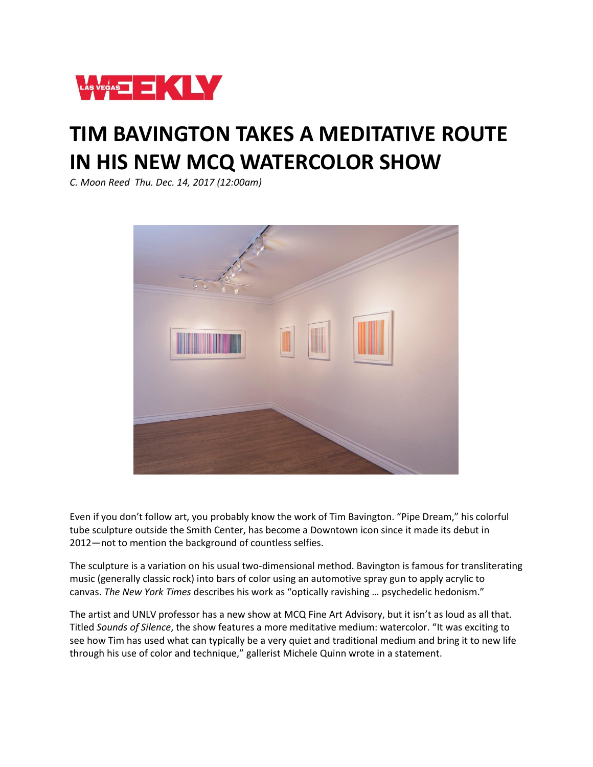LAS VEGAS WEEKLY

# TIM BAVINGTON TAKES A MEDITATIVE ROUTE IN HIS NEW MCQ WATERCOLOR SHOW

*C. Moon Reed Thu. Dec. 14, 2017 (12:00am)*

Even if you don't follow art, you probably know the work of Tim Bavington. "Pipe Dream," his colorful tube sculpture outside the Smith Center, has become a Downtown icon since it made its debut in 2012—not to mention the background of countless selfies.

The sculpture is a variation on his usual two-dimensional method. Bavington is famous for transliterating music (generally classic rock) into bars of color using an automotive spray gun to apply acrylic to canvas. *The New York Times* describes his work as "optically ravishing … psychedelic hedonism."

The artist and UNLV professor has a new show at MCQ Fine Art Advisory, but it isn't as loud as all that. Titled *Sounds of Silence*, the show features a more meditative medium: watercolor. "It was exciting to see how Tim has used what can typically be a very quiet and traditional medium and bring it to new life through his use of color and technique," gallerist Michele Quinn wrote in a statement.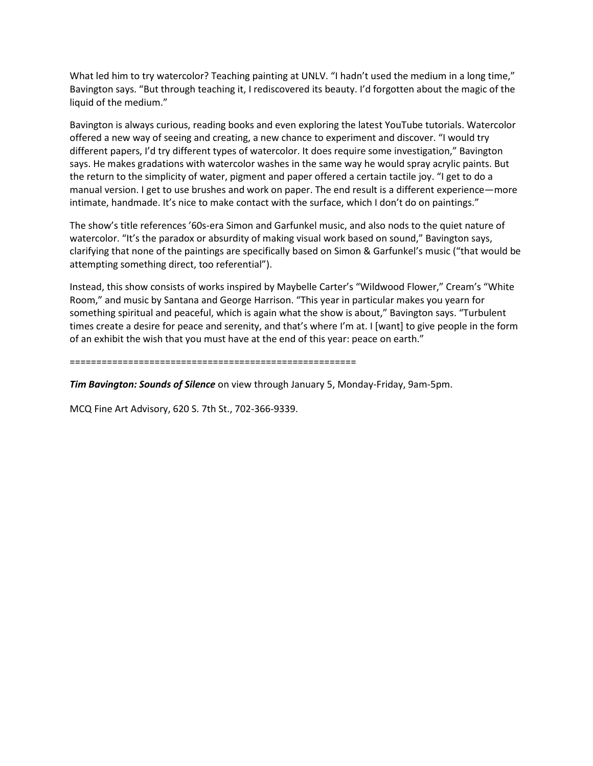What led him to try watercolor? Teaching painting at UNLV. "I hadn't used the medium in a long time," Bavington says. "But through teaching it, I rediscovered its beauty. I'd forgotten about the magic of the liquid of the medium."

Bavington is always curious, reading books and even exploring the latest YouTube tutorials. Watercolor offered a new way of seeing and creating, a new chance to experiment and discover. "I would try different papers, I'd try different types of watercolor. It does require some investigation," Bavington says. He makes gradations with watercolor washes in the same way he would spray acrylic paints. But the return to the simplicity of water, pigment and paper offered a certain tactile joy. "I get to do a manual version. I get to use brushes and work on paper. The end result is a different experience—more intimate, handmade. It's nice to make contact with the surface, which I don't do on paintings."

The show's title references '60s-era Simon and Garfunkel music, and also nods to the quiet nature of watercolor. "It's the paradox or absurdity of making visual work based on sound," Bavington says, clarifying that none of the paintings are specifically based on Simon & Garfunkel's music ("that would be attempting something direct, too referential").

Instead, this show consists of works inspired by Maybelle Carter's "Wildwood Flower," Cream's "White Room," and music by Santana and George Harrison. "This year in particular makes you yearn for something spiritual and peaceful, which is again what the show is about," Bavington says. "Turbulent times create a desire for peace and serenity, and that's where I'm at. I [want] to give people in the form of an exhibit the wish that you must have at the end of this year: peace on earth."

=====================================================

***Tim Bavington: Sounds of Silence*** on view through January 5, Monday-Friday, 9am-5pm.

MCQ Fine Art Advisory, 620 S. 7th St., 702-366-9339.